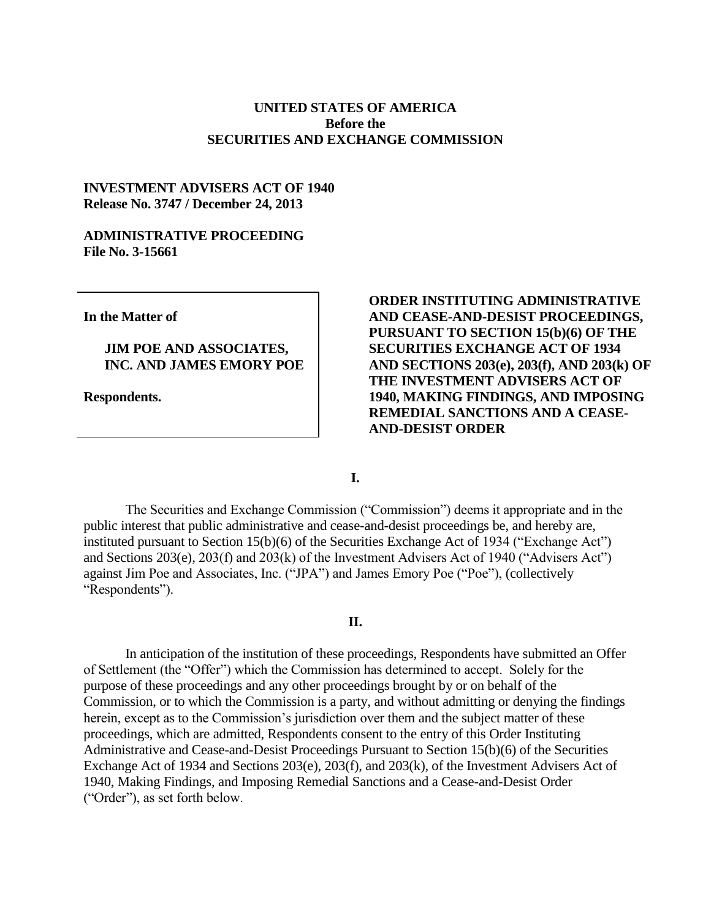**UNITED STATES OF AMERICA**
**Before the**
**SECURITIES AND EXCHANGE COMMISSION**

**INVESTMENT ADVISERS ACT OF 1940**
**Release No. 3747 / December 24, 2013**

**ADMINISTRATIVE PROCEEDING**
**File No. 3-15661**

**In the Matter of**

**JIM POE AND ASSOCIATES, INC. AND JAMES EMORY POE**

**Respondents.**

**ORDER INSTITUTING ADMINISTRATIVE AND CEASE-AND-DESIST PROCEEDINGS, PURSUANT TO SECTION 15(b)(6) OF THE SECURITIES EXCHANGE ACT OF 1934 AND SECTIONS 203(e), 203(f), AND 203(k) OF THE INVESTMENT ADVISERS ACT OF 1940, MAKING FINDINGS, AND IMPOSING REMEDIAL SANCTIONS AND A CEASE-AND-DESIST ORDER**

**I.**

The Securities and Exchange Commission ("Commission") deems it appropriate and in the public interest that public administrative and cease-and-desist proceedings be, and hereby are, instituted pursuant to Section 15(b)(6) of the Securities Exchange Act of 1934 ("Exchange Act") and Sections 203(e), 203(f) and 203(k) of the Investment Advisers Act of 1940 ("Advisers Act") against Jim Poe and Associates, Inc. ("JPA") and James Emory Poe ("Poe"), (collectively "Respondents").

**II.**

In anticipation of the institution of these proceedings, Respondents have submitted an Offer of Settlement (the "Offer") which the Commission has determined to accept. Solely for the purpose of these proceedings and any other proceedings brought by or on behalf of the Commission, or to which the Commission is a party, and without admitting or denying the findings herein, except as to the Commission's jurisdiction over them and the subject matter of these proceedings, which are admitted, Respondents consent to the entry of this Order Instituting Administrative and Cease-and-Desist Proceedings Pursuant to Section 15(b)(6) of the Securities Exchange Act of 1934 and Sections 203(e), 203(f), and 203(k), of the Investment Advisers Act of 1940, Making Findings, and Imposing Remedial Sanctions and a Cease-and-Desist Order ("Order"), as set forth below.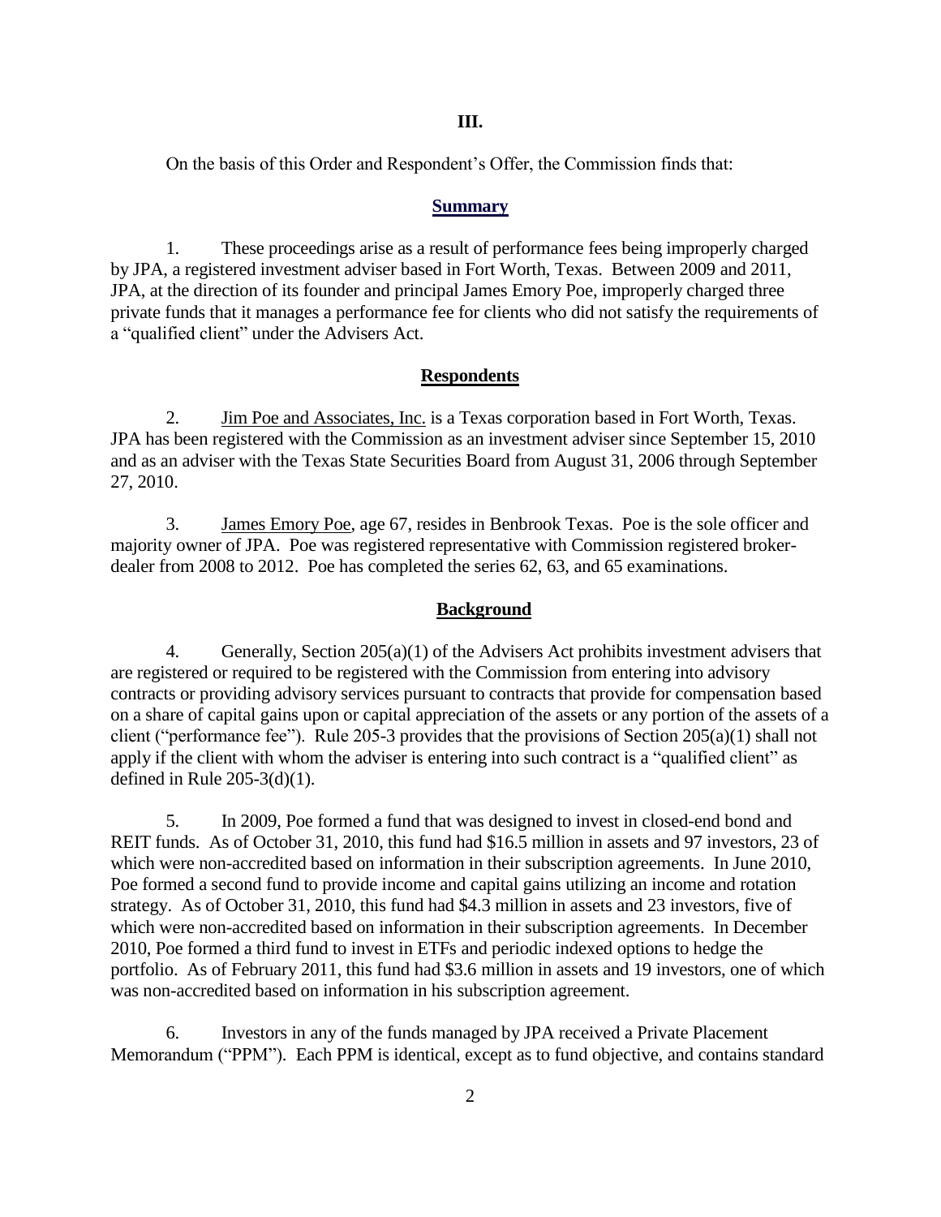## III.

On the basis of this Order and Respondent's Offer, the Commission finds that:

### Summary

1. These proceedings arise as a result of performance fees being improperly charged by JPA, a registered investment adviser based in Fort Worth, Texas. Between 2009 and 2011, JPA, at the direction of its founder and principal James Emory Poe, improperly charged three private funds that it manages a performance fee for clients who did not satisfy the requirements of a "qualified client" under the Advisers Act.

### Respondents

2. Jim Poe and Associates, Inc. is a Texas corporation based in Fort Worth, Texas. JPA has been registered with the Commission as an investment adviser since September 15, 2010 and as an adviser with the Texas State Securities Board from August 31, 2006 through September 27, 2010.

3. James Emory Poe, age 67, resides in Benbrook Texas. Poe is the sole officer and majority owner of JPA. Poe was registered representative with Commission registered broker-dealer from 2008 to 2012. Poe has completed the series 62, 63, and 65 examinations.

### Background

4. Generally, Section 205(a)(1) of the Advisers Act prohibits investment advisers that are registered or required to be registered with the Commission from entering into advisory contracts or providing advisory services pursuant to contracts that provide for compensation based on a share of capital gains upon or capital appreciation of the assets or any portion of the assets of a client ("performance fee"). Rule 205-3 provides that the provisions of Section 205(a)(1) shall not apply if the client with whom the adviser is entering into such contract is a "qualified client" as defined in Rule 205-3(d)(1).

5. In 2009, Poe formed a fund that was designed to invest in closed-end bond and REIT funds. As of October 31, 2010, this fund had $16.5 million in assets and 97 investors, 23 of which were non-accredited based on information in their subscription agreements. In June 2010, Poe formed a second fund to provide income and capital gains utilizing an income and rotation strategy. As of October 31, 2010, this fund had $4.3 million in assets and 23 investors, five of which were non-accredited based on information in their subscription agreements. In December 2010, Poe formed a third fund to invest in ETFs and periodic indexed options to hedge the portfolio. As of February 2011, this fund had $3.6 million in assets and 19 investors, one of which was non-accredited based on information in his subscription agreement.

6. Investors in any of the funds managed by JPA received a Private Placement Memorandum ("PPM"). Each PPM is identical, except as to fund objective, and contains standard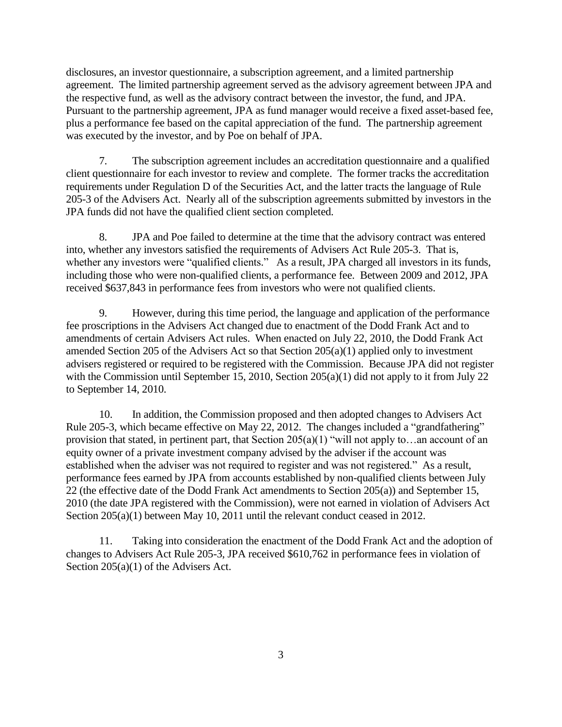disclosures, an investor questionnaire, a subscription agreement, and a limited partnership agreement. The limited partnership agreement served as the advisory agreement between JPA and the respective fund, as well as the advisory contract between the investor, the fund, and JPA. Pursuant to the partnership agreement, JPA as fund manager would receive a fixed asset-based fee, plus a performance fee based on the capital appreciation of the fund. The partnership agreement was executed by the investor, and by Poe on behalf of JPA.

7. The subscription agreement includes an accreditation questionnaire and a qualified client questionnaire for each investor to review and complete. The former tracks the accreditation requirements under Regulation D of the Securities Act, and the latter tracts the language of Rule 205-3 of the Advisers Act. Nearly all of the subscription agreements submitted by investors in the JPA funds did not have the qualified client section completed.

8. JPA and Poe failed to determine at the time that the advisory contract was entered into, whether any investors satisfied the requirements of Advisers Act Rule 205-3. That is, whether any investors were "qualified clients." As a result, JPA charged all investors in its funds, including those who were non-qualified clients, a performance fee. Between 2009 and 2012, JPA received $637,843 in performance fees from investors who were not qualified clients.

9. However, during this time period, the language and application of the performance fee proscriptions in the Advisers Act changed due to enactment of the Dodd Frank Act and to amendments of certain Advisers Act rules. When enacted on July 22, 2010, the Dodd Frank Act amended Section 205 of the Advisers Act so that Section 205(a)(1) applied only to investment advisers registered or required to be registered with the Commission. Because JPA did not register with the Commission until September 15, 2010, Section 205(a)(1) did not apply to it from July 22 to September 14, 2010.

10. In addition, the Commission proposed and then adopted changes to Advisers Act Rule 205-3, which became effective on May 22, 2012. The changes included a "grandfathering" provision that stated, in pertinent part, that Section 205(a)(1) "will not apply to…an account of an equity owner of a private investment company advised by the adviser if the account was established when the adviser was not required to register and was not registered." As a result, performance fees earned by JPA from accounts established by non-qualified clients between July 22 (the effective date of the Dodd Frank Act amendments to Section 205(a)) and September 15, 2010 (the date JPA registered with the Commission), were not earned in violation of Advisers Act Section 205(a)(1) between May 10, 2011 until the relevant conduct ceased in 2012.

11. Taking into consideration the enactment of the Dodd Frank Act and the adoption of changes to Advisers Act Rule 205-3, JPA received $610,762 in performance fees in violation of Section 205(a)(1) of the Advisers Act.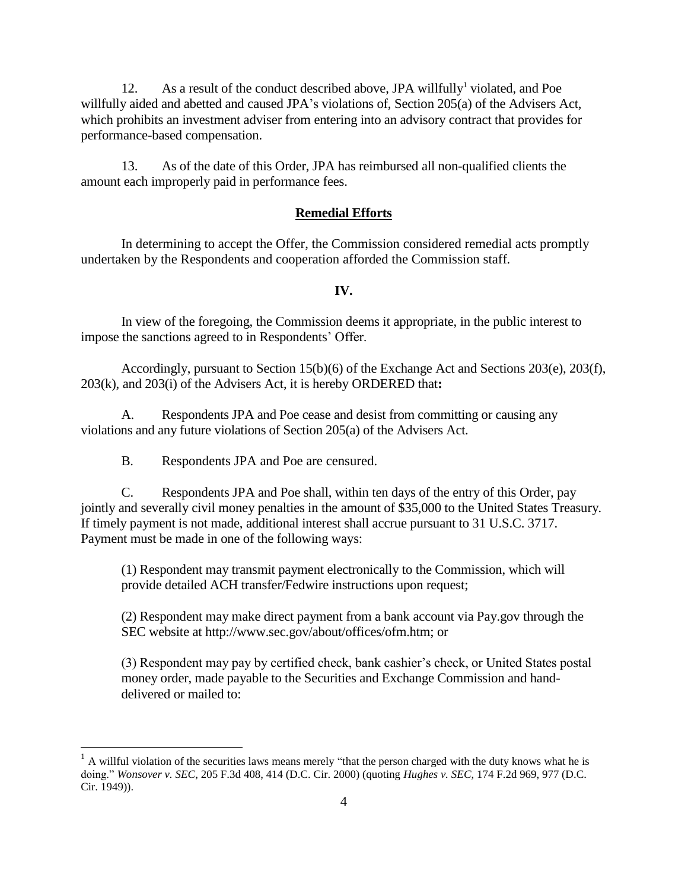12. As a result of the conduct described above, JPA willfully[1] violated, and Poe willfully aided and abetted and caused JPA's violations of, Section 205(a) of the Advisers Act, which prohibits an investment adviser from entering into an advisory contract that provides for performance-based compensation.

13. As of the date of this Order, JPA has reimbursed all non-qualified clients the amount each improperly paid in performance fees.

**Remedial Efforts**

In determining to accept the Offer, the Commission considered remedial acts promptly undertaken by the Respondents and cooperation afforded the Commission staff.

**IV.**

In view of the foregoing, the Commission deems it appropriate, in the public interest to impose the sanctions agreed to in Respondents' Offer.

Accordingly, pursuant to Section 15(b)(6) of the Exchange Act and Sections 203(e), 203(f), 203(k), and 203(i) of the Advisers Act, it is hereby ORDERED that**:**

A. Respondents JPA and Poe cease and desist from committing or causing any violations and any future violations of Section 205(a) of the Advisers Act.

B. Respondents JPA and Poe are censured.

C. Respondents JPA and Poe shall, within ten days of the entry of this Order, pay jointly and severally civil money penalties in the amount of $35,000 to the United States Treasury. If timely payment is not made, additional interest shall accrue pursuant to 31 U.S.C. 3717. Payment must be made in one of the following ways:

(1) Respondent may transmit payment electronically to the Commission, which will provide detailed ACH transfer/Fedwire instructions upon request;

(2) Respondent may make direct payment from a bank account via Pay.gov through the SEC website at http://www.sec.gov/about/offices/ofm.htm; or

(3) Respondent may pay by certified check, bank cashier's check, or United States postal money order, made payable to the Securities and Exchange Commission and hand-delivered or mailed to:

---

[1] A willful violation of the securities laws means merely "that the person charged with the duty knows what he is doing." *Wonsover v. SEC*, 205 F.3d 408, 414 (D.C. Cir. 2000) (quoting *Hughes v. SEC*, 174 F.2d 969, 977 (D.C. Cir. 1949)).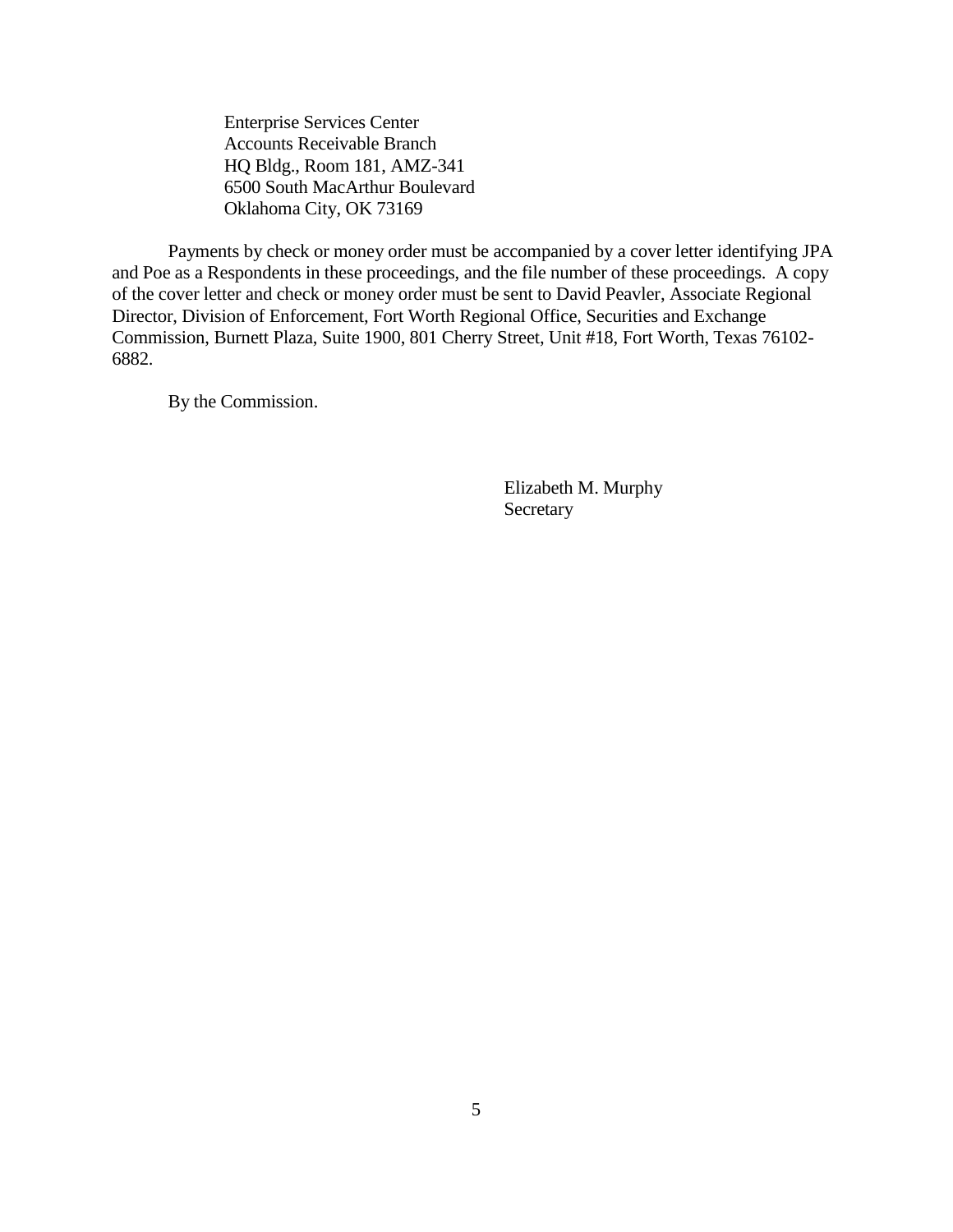Enterprise Services Center
Accounts Receivable Branch
HQ Bldg., Room 181, AMZ-341
6500 South MacArthur Boulevard
Oklahoma City, OK 73169

Payments by check or money order must be accompanied by a cover letter identifying JPA and Poe as a Respondents in these proceedings, and the file number of these proceedings. A copy of the cover letter and check or money order must be sent to David Peavler, Associate Regional Director, Division of Enforcement, Fort Worth Regional Office, Securities and Exchange Commission, Burnett Plaza, Suite 1900, 801 Cherry Street, Unit #18, Fort Worth, Texas 76102-6882.

By the Commission.

Elizabeth M. Murphy
Secretary